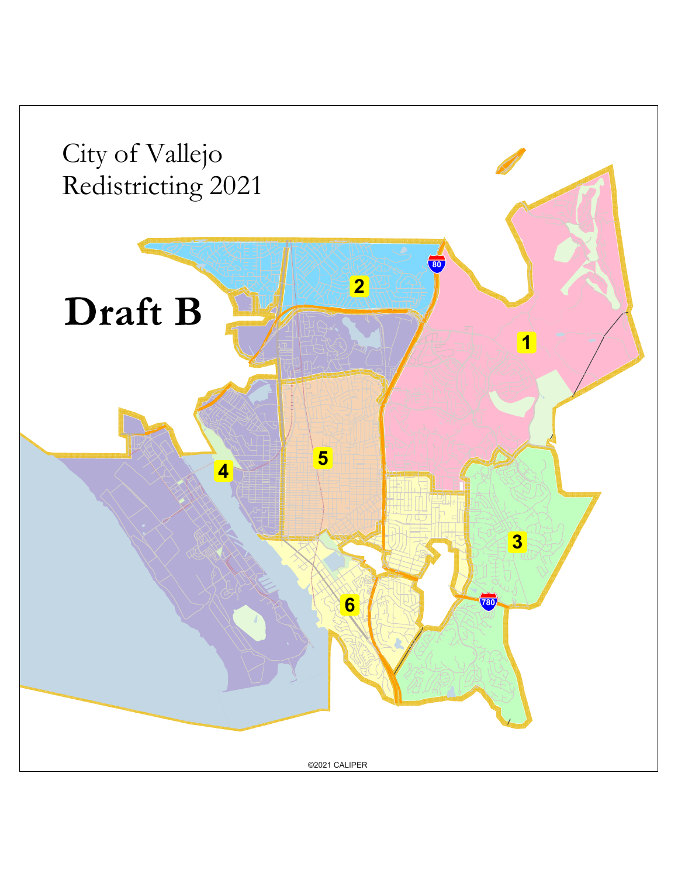City of Vallejo
Redistricting 2021

# Draft B

1

2

3

4

5

6

80

780

©2021 CALIPER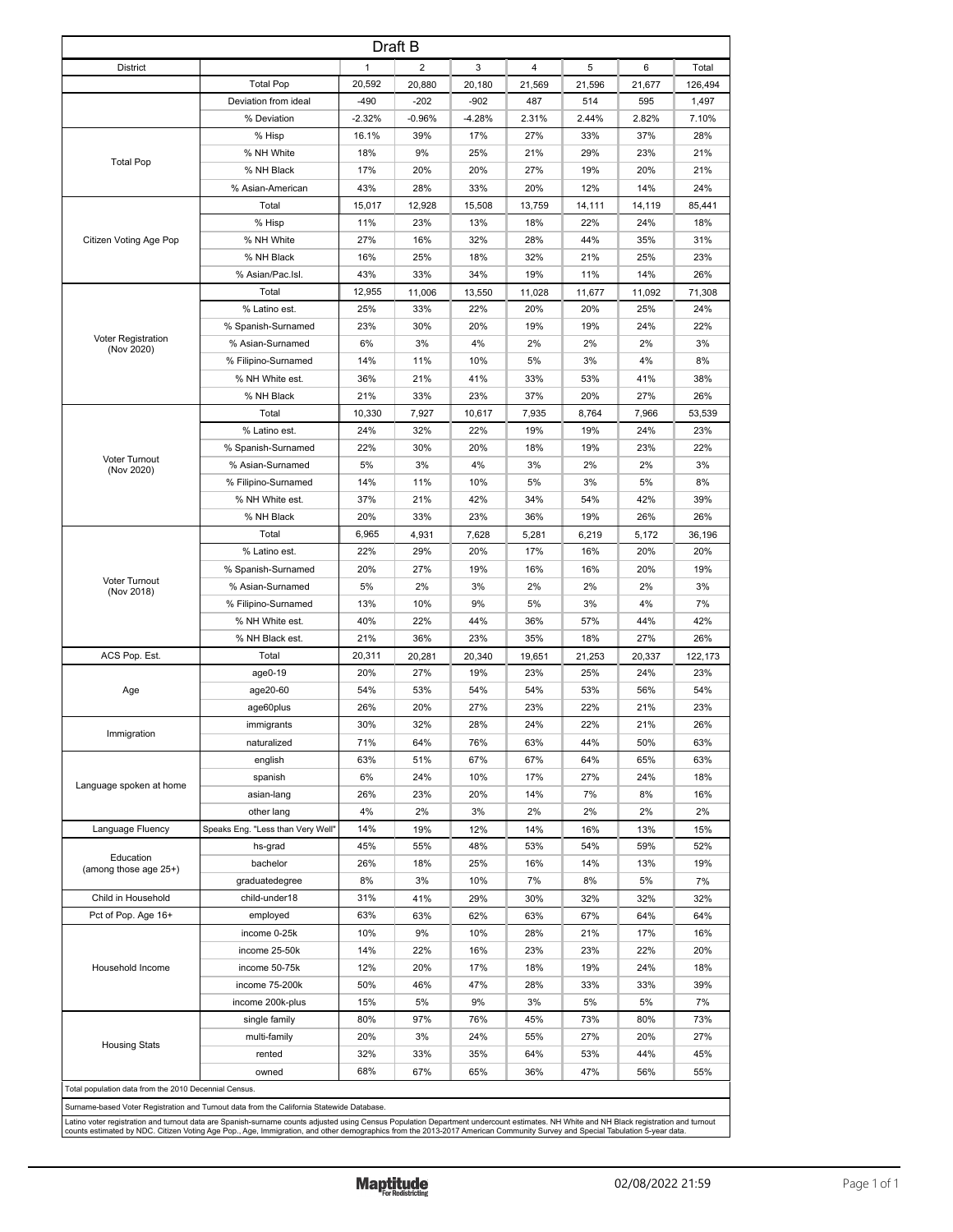# Draft B

| District | | 1 | 2 | 3 | 4 | 5 | 6 | Total |
|---|---|---|---|---|---|---|---|---|
| | Total Pop | 20,592 | 20,880 | 20,180 | 21,569 | 21,596 | 21,677 | 126,494 |
| | Deviation from ideal | -490 | -202 | -902 | 487 | 514 | 595 | 1,497 |
| | % Deviation | -2.32% | -0.96% | -4.28% | 2.31% | 2.44% | 2.82% | 7.10% |
| Total Pop | % Hisp | 16.1% | 39% | 17% | 27% | 33% | 37% | 28% |
| | % NH White | 18% | 9% | 25% | 21% | 29% | 23% | 21% |
| | % NH Black | 17% | 20% | 20% | 27% | 19% | 20% | 21% |
| | % Asian-American | 43% | 28% | 33% | 20% | 12% | 14% | 24% |
| Citizen Voting Age Pop | Total | 15,017 | 12,928 | 15,508 | 13,759 | 14,111 | 14,119 | 85,441 |
| | % Hisp | 11% | 23% | 13% | 18% | 22% | 24% | 18% |
| | % NH White | 27% | 16% | 32% | 28% | 44% | 35% | 31% |
| | % NH Black | 16% | 25% | 18% | 32% | 21% | 25% | 23% |
| | % Asian/Pac.Isl. | 43% | 33% | 34% | 19% | 11% | 14% | 26% |
| Voter Registration (Nov 2020) | Total | 12,955 | 11,006 | 13,550 | 11,028 | 11,677 | 11,092 | 71,308 |
| | % Latino est. | 25% | 33% | 22% | 20% | 20% | 25% | 24% |
| | % Spanish-Surnamed | 23% | 30% | 20% | 19% | 19% | 24% | 22% |
| | % Asian-Surnamed | 6% | 3% | 4% | 2% | 2% | 2% | 3% |
| | % Filipino-Surnamed | 14% | 11% | 10% | 5% | 3% | 4% | 8% |
| | % NH White est. | 36% | 21% | 41% | 33% | 53% | 41% | 38% |
| | % NH Black | 21% | 33% | 23% | 37% | 20% | 27% | 26% |
| Voter Turnout (Nov 2020) | Total | 10,330 | 7,927 | 10,617 | 7,935 | 8,764 | 7,966 | 53,539 |
| | % Latino est. | 24% | 32% | 22% | 19% | 19% | 24% | 23% |
| | % Spanish-Surnamed | 22% | 30% | 20% | 18% | 19% | 23% | 22% |
| | % Asian-Surnamed | 5% | 3% | 4% | 3% | 2% | 2% | 3% |
| | % Filipino-Surnamed | 14% | 11% | 10% | 5% | 3% | 5% | 8% |
| | % NH White est. | 37% | 21% | 42% | 34% | 54% | 42% | 39% |
| | % NH Black | 20% | 33% | 23% | 36% | 19% | 26% | 26% |
| Voter Turnout (Nov 2018) | Total | 6,965 | 4,931 | 7,628 | 5,281 | 6,219 | 5,172 | 36,196 |
| | % Latino est. | 22% | 29% | 20% | 17% | 16% | 20% | 20% |
| | % Spanish-Surnamed | 20% | 27% | 19% | 16% | 16% | 20% | 19% |
| | % Asian-Surnamed | 5% | 2% | 3% | 2% | 2% | 2% | 3% |
| | % Filipino-Surnamed | 13% | 10% | 9% | 5% | 3% | 4% | 7% |
| | % NH White est. | 40% | 22% | 44% | 36% | 57% | 44% | 42% |
| | % NH Black est. | 21% | 36% | 23% | 35% | 18% | 27% | 26% |
| ACS Pop. Est. | Total | 20,311 | 20,281 | 20,340 | 19,651 | 21,253 | 20,337 | 122,173 |
| Age | age0-19 | 20% | 27% | 19% | 23% | 25% | 24% | 23% |
| | age20-60 | 54% | 53% | 54% | 54% | 53% | 56% | 54% |
| | age60plus | 26% | 20% | 27% | 23% | 22% | 21% | 23% |
| Immigration | immigrants | 30% | 32% | 28% | 24% | 22% | 21% | 26% |
| | naturalized | 71% | 64% | 76% | 63% | 44% | 50% | 63% |
| Language spoken at home | english | 63% | 51% | 67% | 67% | 64% | 65% | 63% |
| | spanish | 6% | 24% | 10% | 17% | 27% | 24% | 18% |
| | asian-lang | 26% | 23% | 20% | 14% | 7% | 8% | 16% |
| | other lang | 4% | 2% | 3% | 2% | 2% | 2% | 2% |
| Language Fluency | Speaks Eng. "Less than Very Well" | 14% | 19% | 12% | 14% | 16% | 13% | 15% |
| Education (among those age 25+) | hs-grad | 45% | 55% | 48% | 53% | 54% | 59% | 52% |
| | bachelor | 26% | 18% | 25% | 16% | 14% | 13% | 19% |
| | graduatedegree | 8% | 3% | 10% | 7% | 8% | 5% | 7% |
| Child in Household | child-under18 | 31% | 41% | 29% | 30% | 32% | 32% | 32% |
| Pct of Pop. Age 16+ | employed | 63% | 63% | 62% | 63% | 67% | 64% | 64% |
| Household Income | income 0-25k | 10% | 9% | 10% | 28% | 21% | 17% | 16% |
| | income 25-50k | 14% | 22% | 16% | 23% | 23% | 22% | 20% |
| | income 50-75k | 12% | 20% | 17% | 18% | 19% | 24% | 18% |
| | income 75-200k | 50% | 46% | 47% | 28% | 33% | 33% | 39% |
| | income 200k-plus | 15% | 5% | 9% | 3% | 5% | 5% | 7% |
| Housing Stats | single family | 80% | 97% | 76% | 45% | 73% | 80% | 73% |
| | multi-family | 20% | 3% | 24% | 55% | 27% | 20% | 27% |
| | rented | 32% | 33% | 35% | 64% | 53% | 44% | 45% |
| | owned | 68% | 67% | 65% | 36% | 47% | 56% | 55% |

Total population data from the 2010 Decennial Census.

Surname-based Voter Registration and Turnout data from the California Statewide Database.

Latino voter registration and turnout data are Spanish-surname counts adjusted using Census Population Department undercount estimates. NH White and NH Black registration and turnout counts estimated by NDC. Citizen Voting Age Pop., Age, Immigration, and other demographics from the 2013-2017 American Community Survey and Special Tabulation 5-year data.

Maptitude For Redistricting 02/08/2022 21:59